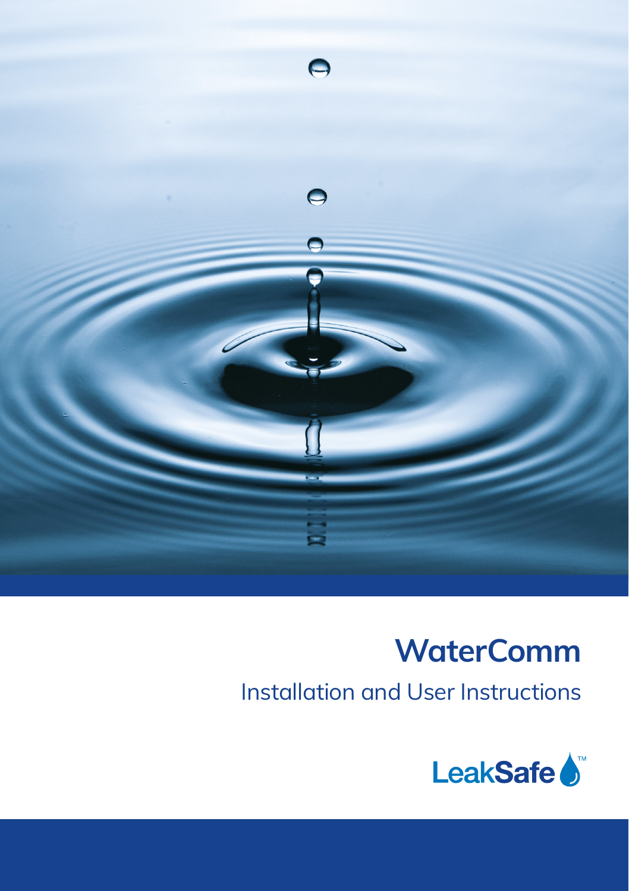# WaterComm

## Installation and User Instructions

LeakSafe™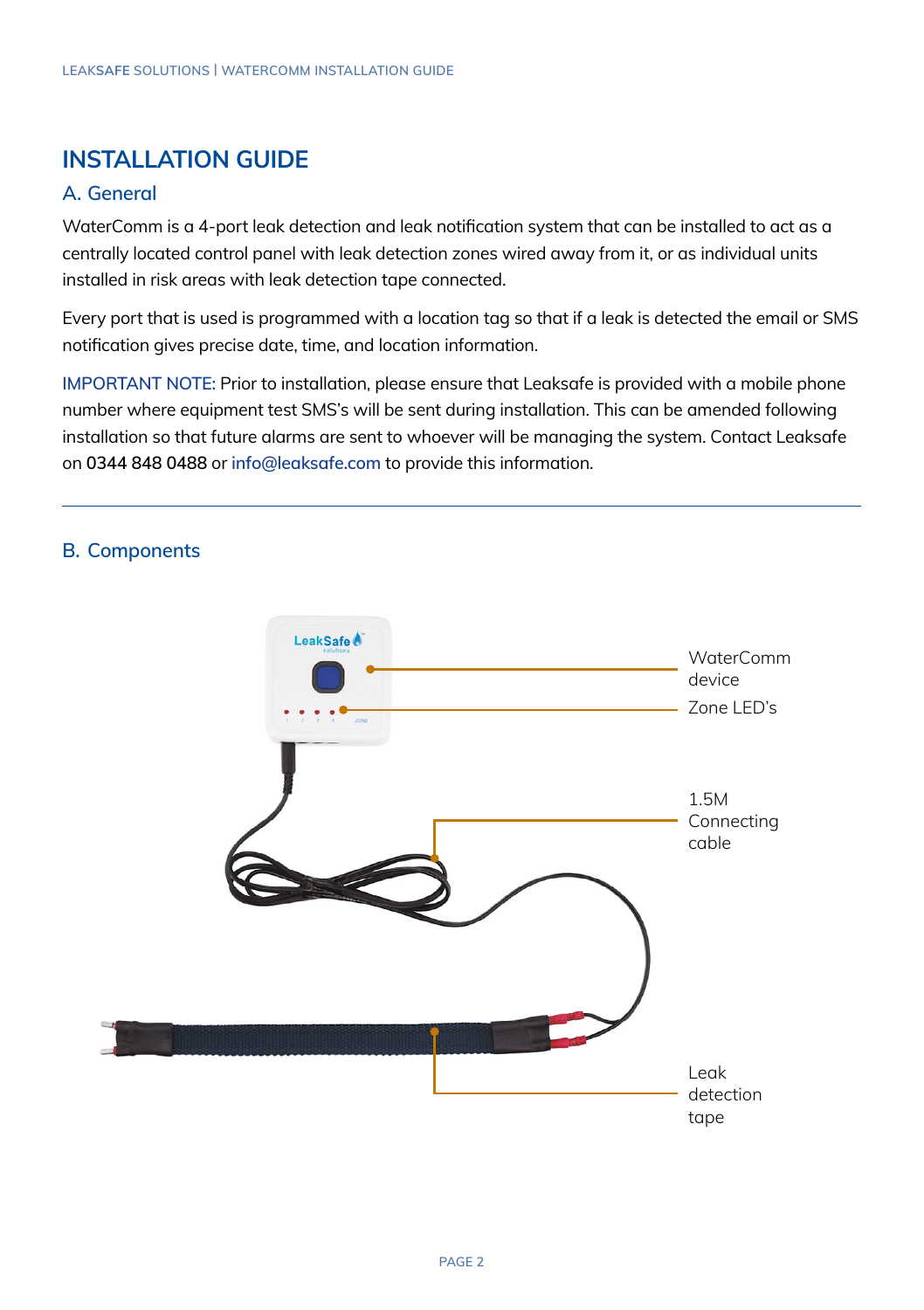# INSTALLATION GUIDE

## A. General

WaterComm is a 4-port leak detection and leak notification system that can be installed to act as a centrally located control panel with leak detection zones wired away from it, or as individual units installed in risk areas with leak detection tape connected.

Every port that is used is programmed with a location tag so that if a leak is detected the email or SMS notification gives precise date, time, and location information.

IMPORTANT NOTE: Prior to installation, please ensure that Leaksafe is provided with a mobile phone number where equipment test SMS's will be sent during installation. This can be amended following installation so that future alarms are sent to whoever will be managing the system. Contact Leaksafe on 0344 848 0488 or info@leaksafe.com to provide this information.

---

## B. Components

WaterComm device

Zone LED's

1.5M Connecting cable

Leak detection tape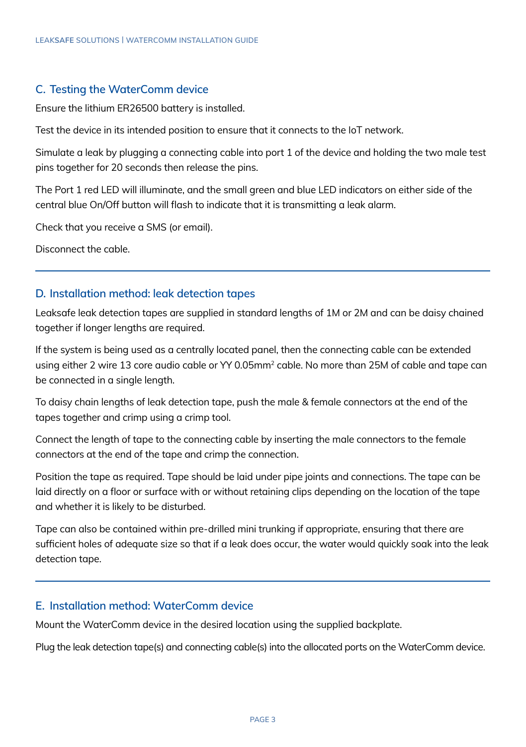## C. Testing the WaterComm device

Ensure the lithium ER26500 battery is installed.

Test the device in its intended position to ensure that it connects to the IoT network.

Simulate a leak by plugging a connecting cable into port 1 of the device and holding the two male test pins together for 20 seconds then release the pins.

The Port 1 red LED will illuminate, and the small green and blue LED indicators on either side of the central blue On/Off button will flash to indicate that it is transmitting a leak alarm.

Check that you receive a SMS (or email).

Disconnect the cable.

---

## D. Installation method: leak detection tapes

Leaksafe leak detection tapes are supplied in standard lengths of 1M or 2M and can be daisy chained together if longer lengths are required.

If the system is being used as a centrally located panel, then the connecting cable can be extended using either 2 wire 13 core audio cable or YY 0.05mm$^2$ cable. No more than 25M of cable and tape can be connected in a single length.

To daisy chain lengths of leak detection tape, push the male & female connectors at the end of the tapes together and crimp using a crimp tool.

Connect the length of tape to the connecting cable by inserting the male connectors to the female connectors at the end of the tape and crimp the connection.

Position the tape as required. Tape should be laid under pipe joints and connections. The tape can be laid directly on a floor or surface with or without retaining clips depending on the location of the tape and whether it is likely to be disturbed.

Tape can also be contained within pre-drilled mini trunking if appropriate, ensuring that there are sufficient holes of adequate size so that if a leak does occur, the water would quickly soak into the leak detection tape.

---

## E. Installation method: WaterComm device

Mount the WaterComm device in the desired location using the supplied backplate.

Plug the leak detection tape(s) and connecting cable(s) into the allocated ports on the WaterComm device.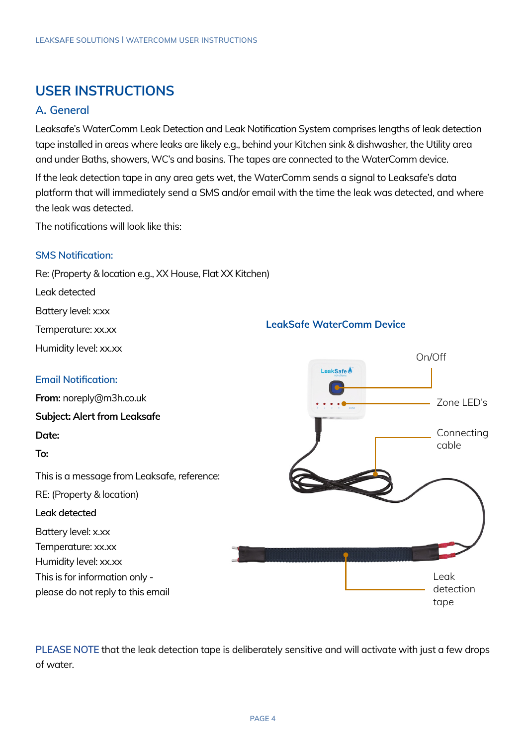# USER INSTRUCTIONS

## A. General

Leaksafe's WaterComm Leak Detection and Leak Notification System comprises lengths of leak detection tape installed in areas where leaks are likely e.g., behind your Kitchen sink & dishwasher, the Utility area and under Baths, showers, WC's and basins. The tapes are connected to the WaterComm device.

If the leak detection tape in any area gets wet, the WaterComm sends a signal to Leaksafe's data platform that will immediately send a SMS and/or email with the time the leak was detected, and where the leak was detected.

The notifications will look like this:

### SMS Notification:

Re: (Property & location e.g., XX House, Flat XX Kitchen)

Leak detected

Battery level: x:xx

Temperature: xx.xx

Humidity level: xx.xx

### Email Notification:

**From:** noreply@m3h.co.uk

**Subject: Alert from Leaksafe**

**Date:**

**To:**

This is a message from Leaksafe, reference:

RE: (Property & location)

**Leak detected**

Battery level: x.xx
Temperature: xx.xx
Humidity level: xx.xx
This is for information only -
please do not reply to this email

### LeakSafe WaterComm Device

On/Off

Zone LED's

Connecting cable

Leak detection tape

PLEASE NOTE that the leak detection tape is deliberately sensitive and will activate with just a few drops of water.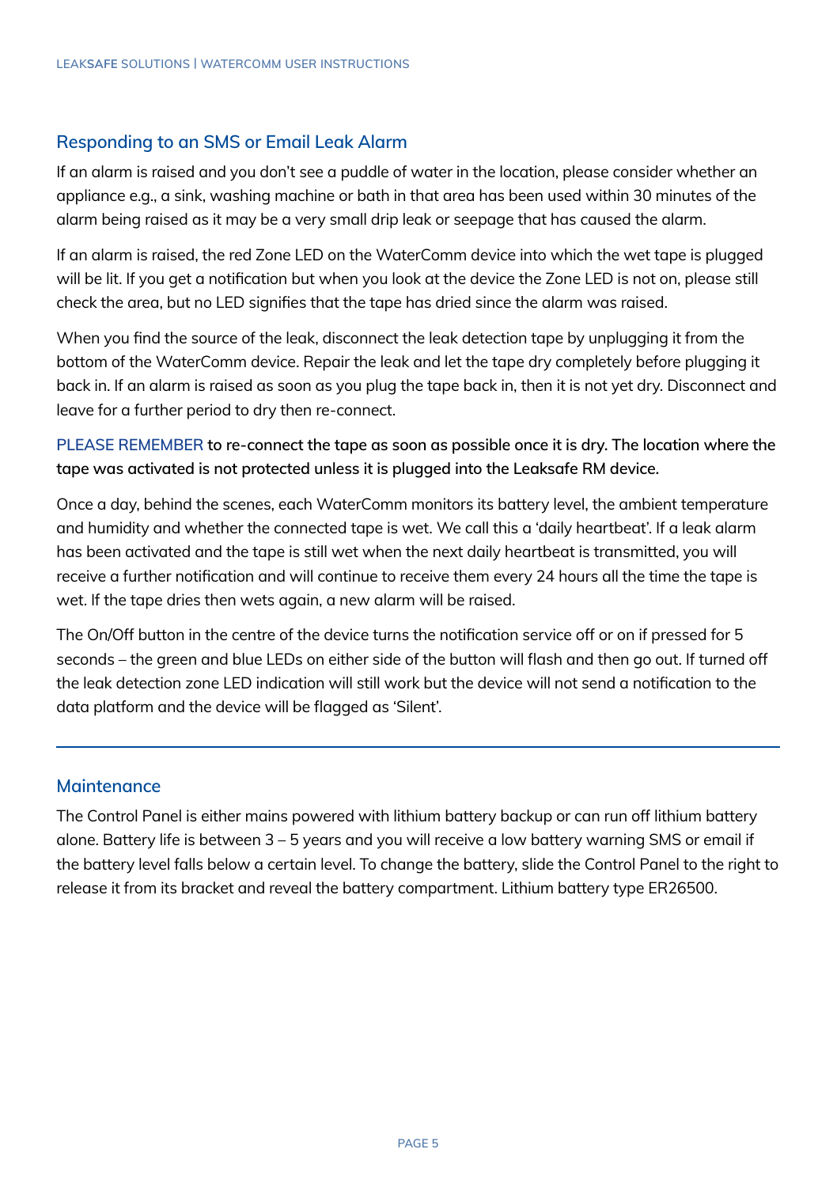## Responding to an SMS or Email Leak Alarm

If an alarm is raised and you don't see a puddle of water in the location, please consider whether an appliance e.g., a sink, washing machine or bath in that area has been used within 30 minutes of the alarm being raised as it may be a very small drip leak or seepage that has caused the alarm.

If an alarm is raised, the red Zone LED on the WaterComm device into which the wet tape is plugged will be lit. If you get a notification but when you look at the device the Zone LED is not on, please still check the area, but no LED signifies that the tape has dried since the alarm was raised.

When you find the source of the leak, disconnect the leak detection tape by unplugging it from the bottom of the WaterComm device. Repair the leak and let the tape dry completely before plugging it back in. If an alarm is raised as soon as you plug the tape back in, then it is not yet dry. Disconnect and leave for a further period to dry then re-connect.

PLEASE REMEMBER **to re-connect the tape as soon as possible once it is dry. The location where the tape was activated is not protected unless it is plugged into the Leaksafe RM device.**

Once a day, behind the scenes, each WaterComm monitors its battery level, the ambient temperature and humidity and whether the connected tape is wet. We call this a 'daily heartbeat'. If a leak alarm has been activated and the tape is still wet when the next daily heartbeat is transmitted, you will receive a further notification and will continue to receive them every 24 hours all the time the tape is wet. If the tape dries then wets again, a new alarm will be raised.

The On/Off button in the centre of the device turns the notification service off or on if pressed for 5 seconds – the green and blue LEDs on either side of the button will flash and then go out. If turned off the leak detection zone LED indication will still work but the device will not send a notification to the data platform and the device will be flagged as 'Silent'.

---

## Maintenance

The Control Panel is either mains powered with lithium battery backup or can run off lithium battery alone. Battery life is between 3 – 5 years and you will receive a low battery warning SMS or email if the battery level falls below a certain level. To change the battery, slide the Control Panel to the right to release it from its bracket and reveal the battery compartment. Lithium battery type ER26500.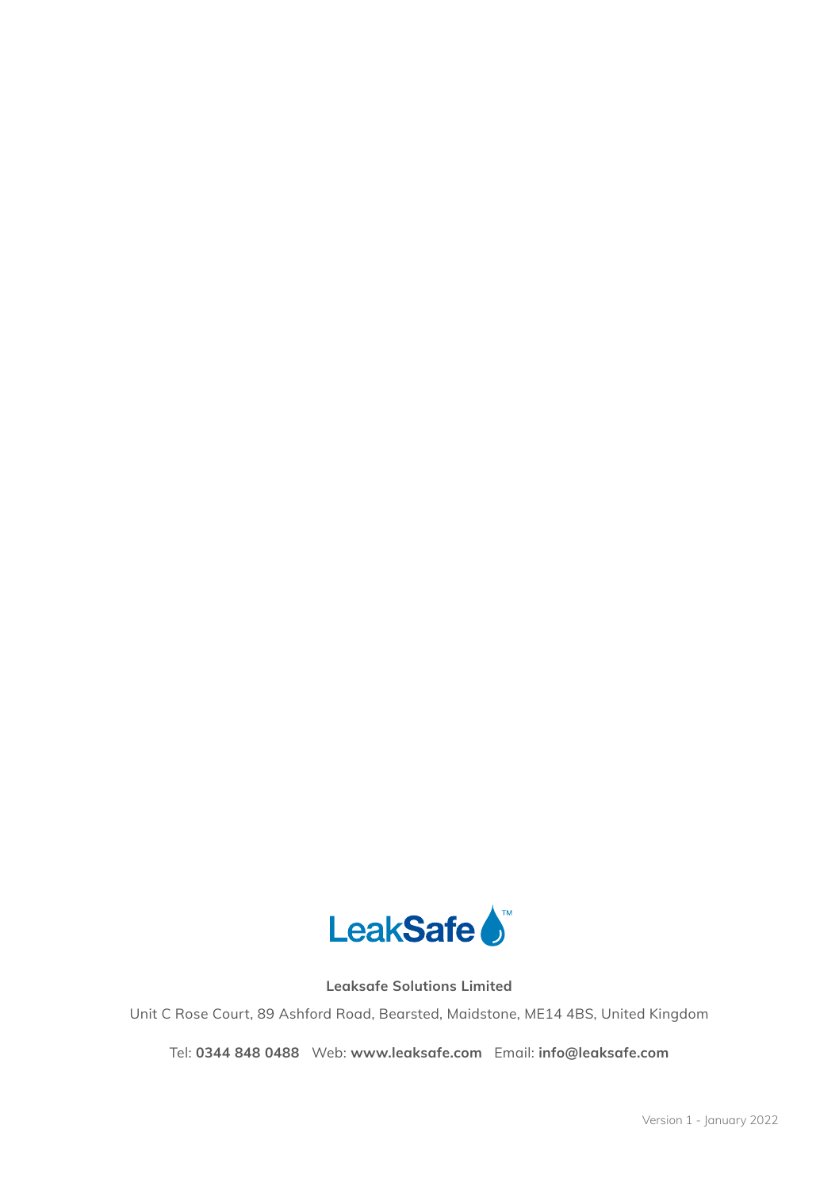LeakSafe™

**Leaksafe Solutions Limited**

Unit C Rose Court, 89 Ashford Road, Bearsted, Maidstone, ME14 4BS, United Kingdom

Tel: **0344 848 0488** Web: **www.leaksafe.com** Email: **info@leaksafe.com**

Version 1 - January 2022